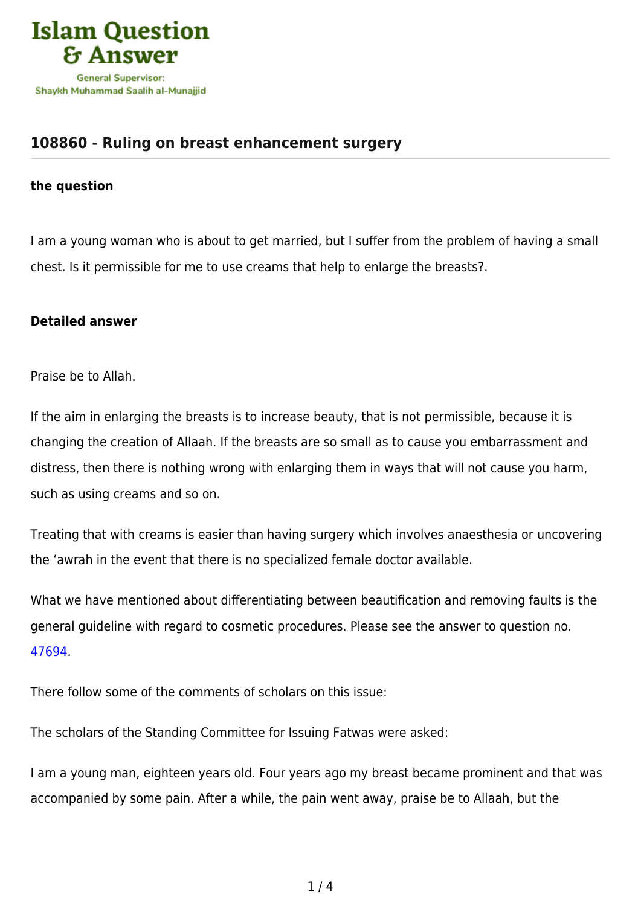# 108860 - Ruling on breast enhancement surgery

**the question**

I am a young woman who is about to get married, but I suffer from the problem of having a small chest. Is it permissible for me to use creams that help to enlarge the breasts?.

**Detailed answer**

Praise be to Allah.

If the aim in enlarging the breasts is to increase beauty, that is not permissible, because it is changing the creation of Allaah. If the breasts are so small as to cause you embarrassment and distress, then there is nothing wrong with enlarging them in ways that will not cause you harm, such as using creams and so on.

Treating that with creams is easier than having surgery which involves anaesthesia or uncovering the ‘awrah in the event that there is no specialized female doctor available.

What we have mentioned about differentiating between beautification and removing faults is the general guideline with regard to cosmetic procedures. Please see the answer to question no. 47694.

There follow some of the comments of scholars on this issue:

The scholars of the Standing Committee for Issuing Fatwas were asked:

I am a young man, eighteen years old. Four years ago my breast became prominent and that was accompanied by some pain. After a while, the pain went away, praise be to Allaah, but the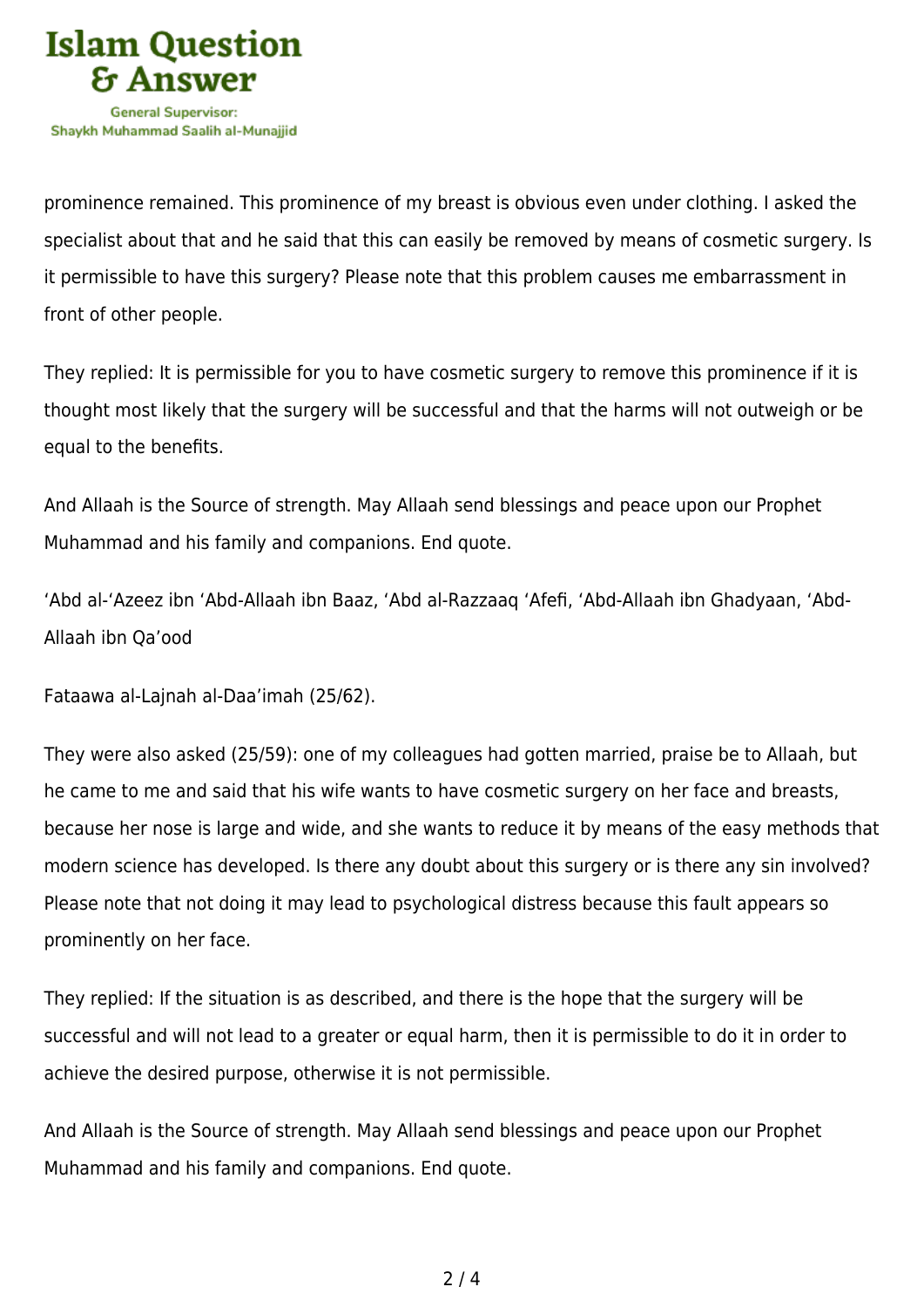prominence remained. This prominence of my breast is obvious even under clothing. I asked the specialist about that and he said that this can easily be removed by means of cosmetic surgery. Is it permissible to have this surgery? Please note that this problem causes me embarrassment in front of other people.

They replied: It is permissible for you to have cosmetic surgery to remove this prominence if it is thought most likely that the surgery will be successful and that the harms will not outweigh or be equal to the benefits.

And Allaah is the Source of strength. May Allaah send blessings and peace upon our Prophet Muhammad and his family and companions. End quote.

‘Abd al-‘Azeez ibn ‘Abd-Allaah ibn Baaz, ‘Abd al-Razzaaq ‘Afefi, ‘Abd-Allaah ibn Ghadyaan, ‘Abd-Allaah ibn Qa’ood

Fataawa al-Lajnah al-Daa’imah (25/62).

They were also asked (25/59): one of my colleagues had gotten married, praise be to Allaah, but he came to me and said that his wife wants to have cosmetic surgery on her face and breasts, because her nose is large and wide, and she wants to reduce it by means of the easy methods that modern science has developed. Is there any doubt about this surgery or is there any sin involved? Please note that not doing it may lead to psychological distress because this fault appears so prominently on her face.

They replied: If the situation is as described, and there is the hope that the surgery will be successful and will not lead to a greater or equal harm, then it is permissible to do it in order to achieve the desired purpose, otherwise it is not permissible.

And Allaah is the Source of strength. May Allaah send blessings and peace upon our Prophet Muhammad and his family and companions. End quote.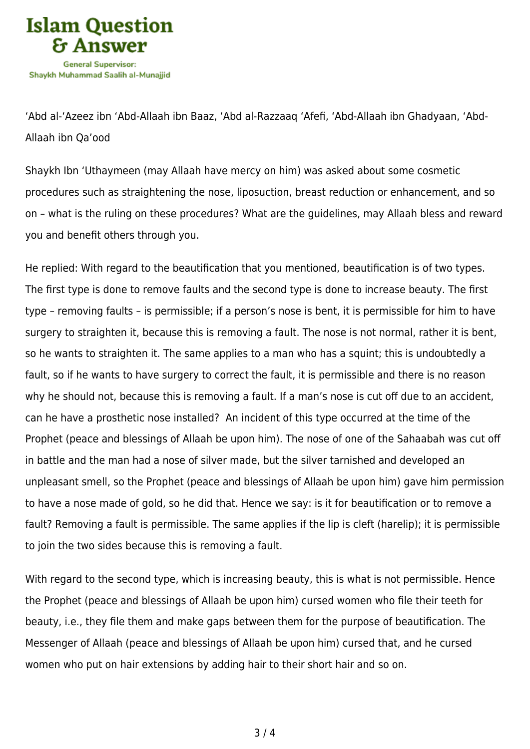‘Abd al-‘Azeez ibn ‘Abd-Allaah ibn Baaz, ‘Abd al-Razzaaq ‘Afefi, ‘Abd-Allaah ibn Ghadyaan, ‘Abd-Allaah ibn Qa’ood

Shaykh Ibn ‘Uthaymeen (may Allaah have mercy on him) was asked about some cosmetic procedures such as straightening the nose, liposuction, breast reduction or enhancement, and so on – what is the ruling on these procedures? What are the guidelines, may Allaah bless and reward you and benefit others through you.

He replied: With regard to the beautification that you mentioned, beautification is of two types. The first type is done to remove faults and the second type is done to increase beauty. The first type – removing faults – is permissible; if a person’s nose is bent, it is permissible for him to have surgery to straighten it, because this is removing a fault. The nose is not normal, rather it is bent, so he wants to straighten it. The same applies to a man who has a squint; this is undoubtedly a fault, so if he wants to have surgery to correct the fault, it is permissible and there is no reason why he should not, because this is removing a fault. If a man’s nose is cut off due to an accident, can he have a prosthetic nose installed? An incident of this type occurred at the time of the Prophet (peace and blessings of Allaah be upon him). The nose of one of the Sahaabah was cut off in battle and the man had a nose of silver made, but the silver tarnished and developed an unpleasant smell, so the Prophet (peace and blessings of Allaah be upon him) gave him permission to have a nose made of gold, so he did that. Hence we say: is it for beautification or to remove a fault? Removing a fault is permissible. The same applies if the lip is cleft (harelip); it is permissible to join the two sides because this is removing a fault.

With regard to the second type, which is increasing beauty, this is what is not permissible. Hence the Prophet (peace and blessings of Allaah be upon him) cursed women who file their teeth for beauty, i.e., they file them and make gaps between them for the purpose of beautification. The Messenger of Allaah (peace and blessings of Allaah be upon him) cursed that, and he cursed women who put on hair extensions by adding hair to their short hair and so on.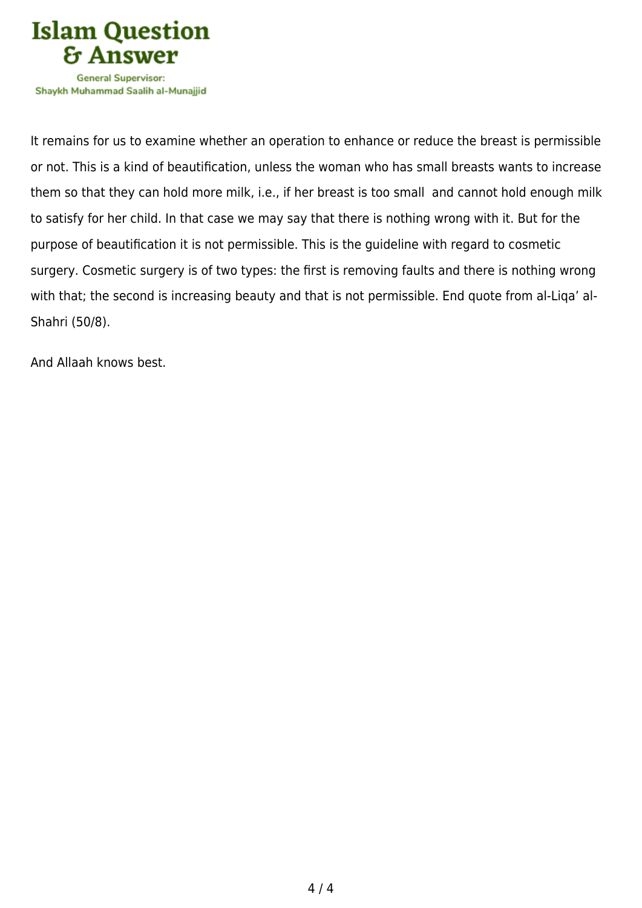It remains for us to examine whether an operation to enhance or reduce the breast is permissible or not. This is a kind of beautification, unless the woman who has small breasts wants to increase them so that they can hold more milk, i.e., if her breast is too small and cannot hold enough milk to satisfy for her child. In that case we may say that there is nothing wrong with it. But for the purpose of beautification it is not permissible. This is the guideline with regard to cosmetic surgery. Cosmetic surgery is of two types: the first is removing faults and there is nothing wrong with that; the second is increasing beauty and that is not permissible. End quote from al-Liqa' al-Shahri (50/8).

And Allaah knows best.